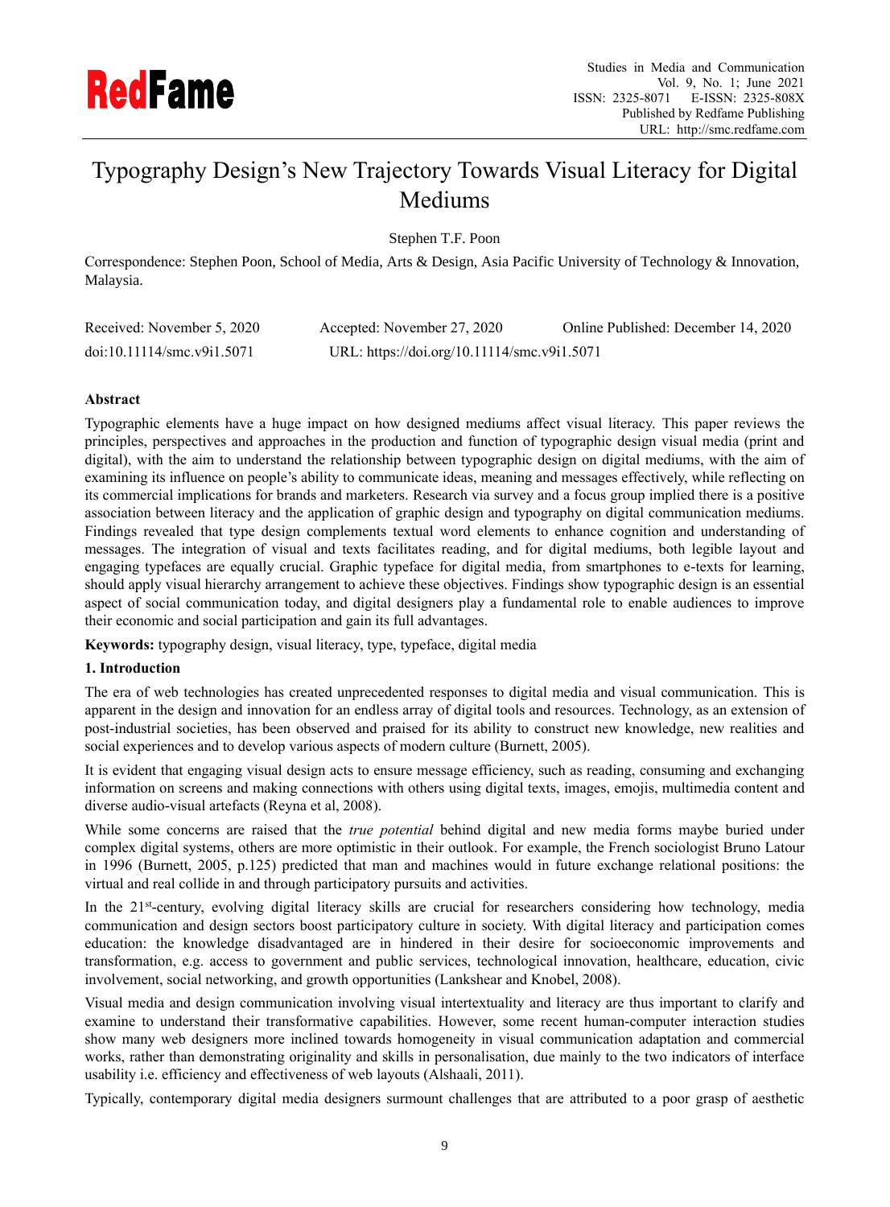# Typography Design's New Trajectory Towards Visual Literacy for Digital Mediums

Stephen T.F. Poon

Correspondence: Stephen Poon, School of Media, Arts & Design, Asia Pacific University of Technology & Innovation, Malaysia.

Received: November 5, 2020 Accepted: November 27, 2020 Online Published: December 14, 2020

doi:10.11114/smc.v9i1.5071 URL: https://doi.org/10.11114/smc.v9i1.5071

**Abstract**

Typographic elements have a huge impact on how designed mediums affect visual literacy. This paper reviews the principles, perspectives and approaches in the production and function of typographic design visual media (print and digital), with the aim to understand the relationship between typographic design on digital mediums, with the aim of examining its influence on people's ability to communicate ideas, meaning and messages effectively, while reflecting on its commercial implications for brands and marketers. Research via survey and a focus group implied there is a positive association between literacy and the application of graphic design and typography on digital communication mediums. Findings revealed that type design complements textual word elements to enhance cognition and understanding of messages. The integration of visual and texts facilitates reading, and for digital mediums, both legible layout and engaging typefaces are equally crucial. Graphic typeface for digital media, from smartphones to e-texts for learning, should apply visual hierarchy arrangement to achieve these objectives. Findings show typographic design is an essential aspect of social communication today, and digital designers play a fundamental role to enable audiences to improve their economic and social participation and gain its full advantages.

**Keywords:** typography design, visual literacy, type, typeface, digital media

## 1. Introduction

The era of web technologies has created unprecedented responses to digital media and visual communication. This is apparent in the design and innovation for an endless array of digital tools and resources. Technology, as an extension of post-industrial societies, has been observed and praised for its ability to construct new knowledge, new realities and social experiences and to develop various aspects of modern culture (Burnett, 2005).

It is evident that engaging visual design acts to ensure message efficiency, such as reading, consuming and exchanging information on screens and making connections with others using digital texts, images, emojis, multimedia content and diverse audio-visual artefacts (Reyna et al, 2008).

While some concerns are raised that the *true potential* behind digital and new media forms maybe buried under complex digital systems, others are more optimistic in their outlook. For example, the French sociologist Bruno Latour in 1996 (Burnett, 2005, p.125) predicted that man and machines would in future exchange relational positions: the virtual and real collide in and through participatory pursuits and activities.

In the 21st-century, evolving digital literacy skills are crucial for researchers considering how technology, media communication and design sectors boost participatory culture in society. With digital literacy and participation comes education: the knowledge disadvantaged are in hindered in their desire for socioeconomic improvements and transformation, e.g. access to government and public services, technological innovation, healthcare, education, civic involvement, social networking, and growth opportunities (Lankshear and Knobel, 2008).

Visual media and design communication involving visual intertextuality and literacy are thus important to clarify and examine to understand their transformative capabilities. However, some recent human-computer interaction studies show many web designers more inclined towards homogeneity in visual communication adaptation and commercial works, rather than demonstrating originality and skills in personalisation, due mainly to the two indicators of interface usability i.e. efficiency and effectiveness of web layouts (Alshaali, 2011).

Typically, contemporary digital media designers surmount challenges that are attributed to a poor grasp of aesthetic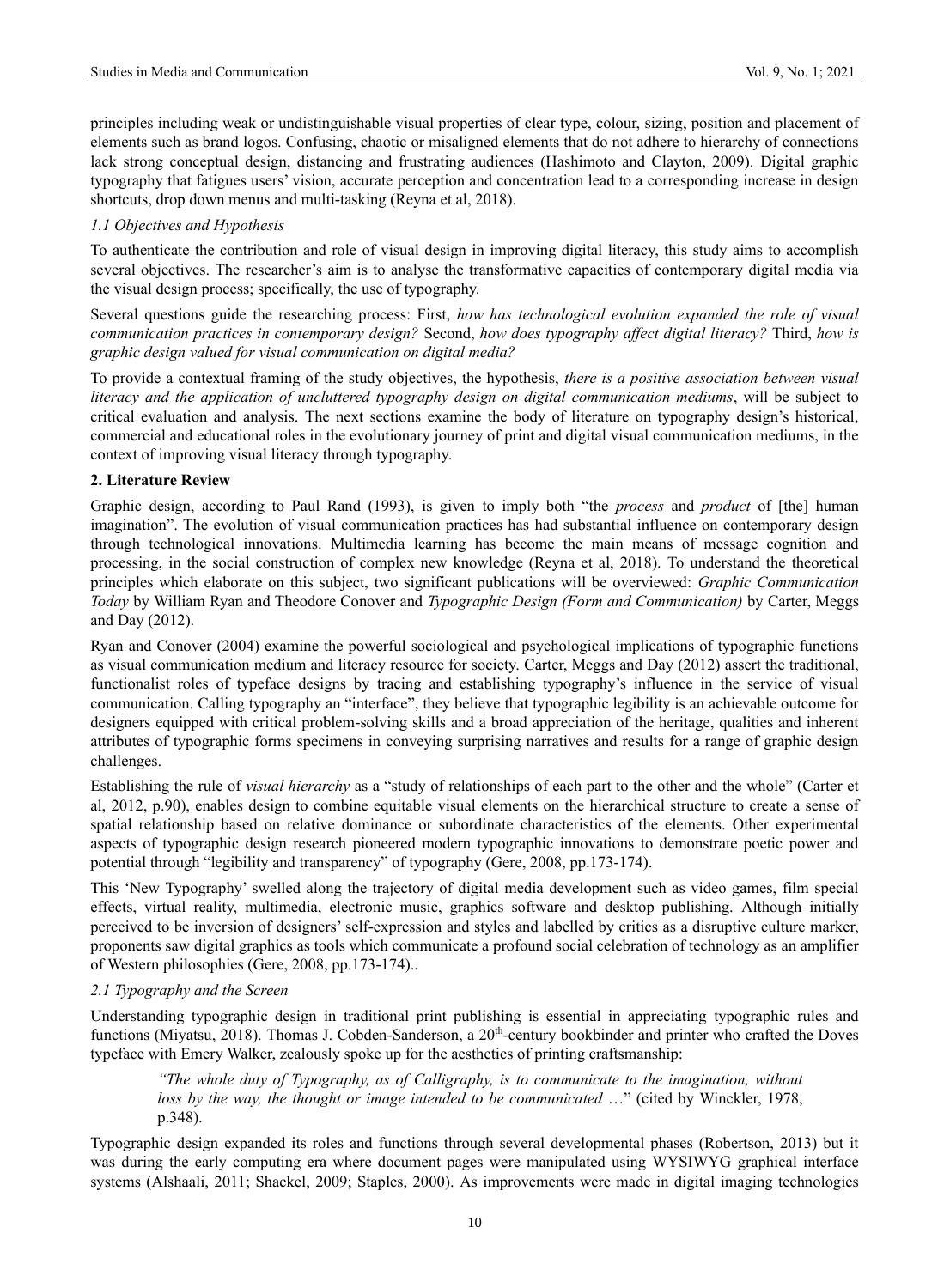principles including weak or undistinguishable visual properties of clear type, colour, sizing, position and placement of elements such as brand logos. Confusing, chaotic or misaligned elements that do not adhere to hierarchy of connections lack strong conceptual design, distancing and frustrating audiences (Hashimoto and Clayton, 2009). Digital graphic typography that fatigues users' vision, accurate perception and concentration lead to a corresponding increase in design shortcuts, drop down menus and multi-tasking (Reyna et al, 2018).

### *1.1 Objectives and Hypothesis*

To authenticate the contribution and role of visual design in improving digital literacy, this study aims to accomplish several objectives. The researcher's aim is to analyse the transformative capacities of contemporary digital media via the visual design process; specifically, the use of typography.

Several questions guide the researching process: First, *how has technological evolution expanded the role of visual communication practices in contemporary design?* Second, *how does typography affect digital literacy?* Third, *how is graphic design valued for visual communication on digital media?*

To provide a contextual framing of the study objectives, the hypothesis, *there is a positive association between visual literacy and the application of uncluttered typography design on digital communication mediums*, will be subject to critical evaluation and analysis. The next sections examine the body of literature on typography design's historical, commercial and educational roles in the evolutionary journey of print and digital visual communication mediums, in the context of improving visual literacy through typography.

## **2. Literature Review**

Graphic design, according to Paul Rand (1993), is given to imply both "the *process* and *product* of [the] human imagination". The evolution of visual communication practices has had substantial influence on contemporary design through technological innovations. Multimedia learning has become the main means of message cognition and processing, in the social construction of complex new knowledge (Reyna et al, 2018). To understand the theoretical principles which elaborate on this subject, two significant publications will be overviewed: *Graphic Communication Today* by William Ryan and Theodore Conover and *Typographic Design (Form and Communication)* by Carter, Meggs and Day (2012).

Ryan and Conover (2004) examine the powerful sociological and psychological implications of typographic functions as visual communication medium and literacy resource for society. Carter, Meggs and Day (2012) assert the traditional, functionalist roles of typeface designs by tracing and establishing typography's influence in the service of visual communication. Calling typography an "interface", they believe that typographic legibility is an achievable outcome for designers equipped with critical problem-solving skills and a broad appreciation of the heritage, qualities and inherent attributes of typographic forms specimens in conveying surprising narratives and results for a range of graphic design challenges.

Establishing the rule of *visual hierarchy* as a "study of relationships of each part to the other and the whole" (Carter et al, 2012, p.90), enables design to combine equitable visual elements on the hierarchical structure to create a sense of spatial relationship based on relative dominance or subordinate characteristics of the elements. Other experimental aspects of typographic design research pioneered modern typographic innovations to demonstrate poetic power and potential through "legibility and transparency" of typography (Gere, 2008, pp.173-174).

This 'New Typography' swelled along the trajectory of digital media development such as video games, film special effects, virtual reality, multimedia, electronic music, graphics software and desktop publishing. Although initially perceived to be inversion of designers' self-expression and styles and labelled by critics as a disruptive culture marker, proponents saw digital graphics as tools which communicate a profound social celebration of technology as an amplifier of Western philosophies (Gere, 2008, pp.173-174)..

### *2.1 Typography and the Screen*

Understanding typographic design in traditional print publishing is essential in appreciating typographic rules and functions (Miyatsu, 2018). Thomas J. Cobden-Sanderson, a 20th-century bookbinder and printer who crafted the Doves typeface with Emery Walker, zealously spoke up for the aesthetics of printing craftsmanship:

> *"The whole duty of Typography, as of Calligraphy, is to communicate to the imagination, without loss by the way, the thought or image intended to be communicated* …" (cited by Winckler, 1978, p.348).

Typographic design expanded its roles and functions through several developmental phases (Robertson, 2013) but it was during the early computing era where document pages were manipulated using WYSIWYG graphical interface systems (Alshaali, 2011; Shackel, 2009; Staples, 2000). As improvements were made in digital imaging technologies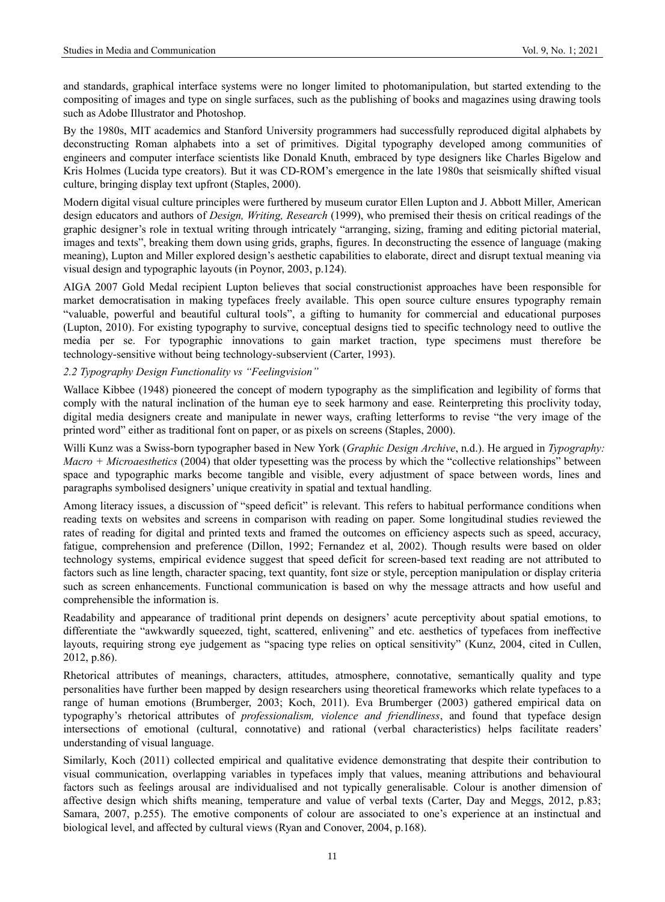and standards, graphical interface systems were no longer limited to photomanipulation, but started extending to the compositing of images and type on single surfaces, such as the publishing of books and magazines using drawing tools such as Adobe Illustrator and Photoshop.

By the 1980s, MIT academics and Stanford University programmers had successfully reproduced digital alphabets by deconstructing Roman alphabets into a set of primitives. Digital typography developed among communities of engineers and computer interface scientists like Donald Knuth, embraced by type designers like Charles Bigelow and Kris Holmes (Lucida type creators). But it was CD-ROM's emergence in the late 1980s that seismically shifted visual culture, bringing display text upfront (Staples, 2000).

Modern digital visual culture principles were furthered by museum curator Ellen Lupton and J. Abbott Miller, American design educators and authors of *Design, Writing, Research* (1999), who premised their thesis on critical readings of the graphic designer's role in textual writing through intricately "arranging, sizing, framing and editing pictorial material, images and texts", breaking them down using grids, graphs, figures. In deconstructing the essence of language (making meaning), Lupton and Miller explored design's aesthetic capabilities to elaborate, direct and disrupt textual meaning via visual design and typographic layouts (in Poynor, 2003, p.124).

AIGA 2007 Gold Medal recipient Lupton believes that social constructionist approaches have been responsible for market democratisation in making typefaces freely available. This open source culture ensures typography remain "valuable, powerful and beautiful cultural tools", a gifting to humanity for commercial and educational purposes (Lupton, 2010). For existing typography to survive, conceptual designs tied to specific technology need to outlive the media per se. For typographic innovations to gain market traction, type specimens must therefore be technology-sensitive without being technology-subservient (Carter, 1993).

### *2.2 Typography Design Functionality vs "Feelingvision"*

Wallace Kibbee (1948) pioneered the concept of modern typography as the simplification and legibility of forms that comply with the natural inclination of the human eye to seek harmony and ease. Reinterpreting this proclivity today, digital media designers create and manipulate in newer ways, crafting letterforms to revise "the very image of the printed word" either as traditional font on paper, or as pixels on screens (Staples, 2000).

Willi Kunz was a Swiss-born typographer based in New York (*Graphic Design Archive*, n.d.). He argued in *Typography: Macro + Microaesthetics* (2004) that older typesetting was the process by which the "collective relationships" between space and typographic marks become tangible and visible, every adjustment of space between words, lines and paragraphs symbolised designers' unique creativity in spatial and textual handling.

Among literacy issues, a discussion of "speed deficit" is relevant. This refers to habitual performance conditions when reading texts on websites and screens in comparison with reading on paper. Some longitudinal studies reviewed the rates of reading for digital and printed texts and framed the outcomes on efficiency aspects such as speed, accuracy, fatigue, comprehension and preference (Dillon, 1992; Fernandez et al, 2002). Though results were based on older technology systems, empirical evidence suggest that speed deficit for screen-based text reading are not attributed to factors such as line length, character spacing, text quantity, font size or style, perception manipulation or display criteria such as screen enhancements. Functional communication is based on why the message attracts and how useful and comprehensible the information is.

Readability and appearance of traditional print depends on designers' acute perceptivity about spatial emotions, to differentiate the "awkwardly squeezed, tight, scattered, enlivening" and etc. aesthetics of typefaces from ineffective layouts, requiring strong eye judgement as "spacing type relies on optical sensitivity" (Kunz, 2004, cited in Cullen, 2012, p.86).

Rhetorical attributes of meanings, characters, attitudes, atmosphere, connotative, semantically quality and type personalities have further been mapped by design researchers using theoretical frameworks which relate typefaces to a range of human emotions (Brumberger, 2003; Koch, 2011). Eva Brumberger (2003) gathered empirical data on typography's rhetorical attributes of *professionalism, violence and friendliness*, and found that typeface design intersections of emotional (cultural, connotative) and rational (verbal characteristics) helps facilitate readers' understanding of visual language.

Similarly, Koch (2011) collected empirical and qualitative evidence demonstrating that despite their contribution to visual communication, overlapping variables in typefaces imply that values, meaning attributions and behavioural factors such as feelings arousal are individualised and not typically generalisable. Colour is another dimension of affective design which shifts meaning, temperature and value of verbal texts (Carter, Day and Meggs, 2012, p.83; Samara, 2007, p.255). The emotive components of colour are associated to one's experience at an instinctual and biological level, and affected by cultural views (Ryan and Conover, 2004, p.168).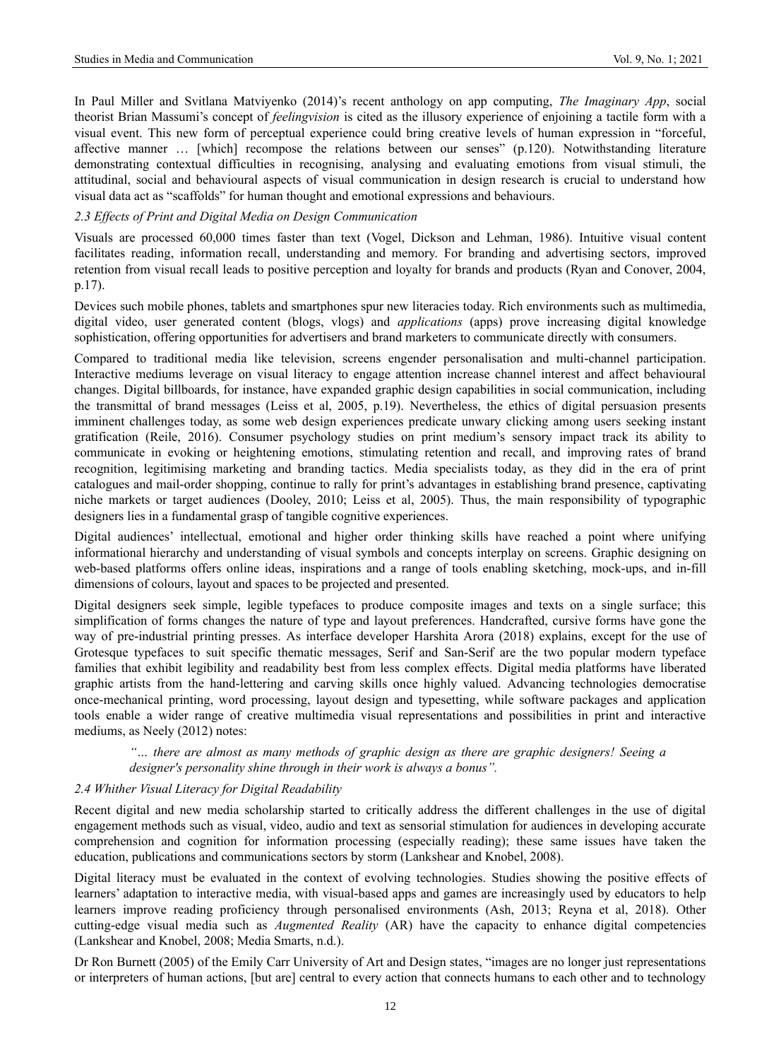In Paul Miller and Svitlana Matviyenko (2014)'s recent anthology on app computing, *The Imaginary App*, social theorist Brian Massumi's concept of *feelingvision* is cited as the illusory experience of enjoining a tactile form with a visual event. This new form of perceptual experience could bring creative levels of human expression in "forceful, affective manner … [which] recompose the relations between our senses" (p.120). Notwithstanding literature demonstrating contextual difficulties in recognising, analysing and evaluating emotions from visual stimuli, the attitudinal, social and behavioural aspects of visual communication in design research is crucial to understand how visual data act as "scaffolds" for human thought and emotional expressions and behaviours.

### *2.3 Effects of Print and Digital Media on Design Communication*

Visuals are processed 60,000 times faster than text (Vogel, Dickson and Lehman, 1986). Intuitive visual content facilitates reading, information recall, understanding and memory. For branding and advertising sectors, improved retention from visual recall leads to positive perception and loyalty for brands and products (Ryan and Conover, 2004, p.17).

Devices such mobile phones, tablets and smartphones spur new literacies today. Rich environments such as multimedia, digital video, user generated content (blogs, vlogs) and *applications* (apps) prove increasing digital knowledge sophistication, offering opportunities for advertisers and brand marketers to communicate directly with consumers.

Compared to traditional media like television, screens engender personalisation and multi-channel participation. Interactive mediums leverage on visual literacy to engage attention increase channel interest and affect behavioural changes. Digital billboards, for instance, have expanded graphic design capabilities in social communication, including the transmittal of brand messages (Leiss et al, 2005, p.19). Nevertheless, the ethics of digital persuasion presents imminent challenges today, as some web design experiences predicate unwary clicking among users seeking instant gratification (Reile, 2016). Consumer psychology studies on print medium's sensory impact track its ability to communicate in evoking or heightening emotions, stimulating retention and recall, and improving rates of brand recognition, legitimising marketing and branding tactics. Media specialists today, as they did in the era of print catalogues and mail-order shopping, continue to rally for print's advantages in establishing brand presence, captivating niche markets or target audiences (Dooley, 2010; Leiss et al, 2005). Thus, the main responsibility of typographic designers lies in a fundamental grasp of tangible cognitive experiences.

Digital audiences' intellectual, emotional and higher order thinking skills have reached a point where unifying informational hierarchy and understanding of visual symbols and concepts interplay on screens. Graphic designing on web-based platforms offers online ideas, inspirations and a range of tools enabling sketching, mock-ups, and in-fill dimensions of colours, layout and spaces to be projected and presented.

Digital designers seek simple, legible typefaces to produce composite images and texts on a single surface; this simplification of forms changes the nature of type and layout preferences. Handcrafted, cursive forms have gone the way of pre-industrial printing presses. As interface developer Harshita Arora (2018) explains, except for the use of Grotesque typefaces to suit specific thematic messages, Serif and San-Serif are the two popular modern typeface families that exhibit legibility and readability best from less complex effects. Digital media platforms have liberated graphic artists from the hand-lettering and carving skills once highly valued. Advancing technologies democratise once-mechanical printing, word processing, layout design and typesetting, while software packages and application tools enable a wider range of creative multimedia visual representations and possibilities in print and interactive mediums, as Neely (2012) notes:

> *"… there are almost as many methods of graphic design as there are graphic designers! Seeing a designer's personality shine through in their work is always a bonus".*

### *2.4 Whither Visual Literacy for Digital Readability*

Recent digital and new media scholarship started to critically address the different challenges in the use of digital engagement methods such as visual, video, audio and text as sensorial stimulation for audiences in developing accurate comprehension and cognition for information processing (especially reading); these same issues have taken the education, publications and communications sectors by storm (Lankshear and Knobel, 2008).

Digital literacy must be evaluated in the context of evolving technologies. Studies showing the positive effects of learners' adaptation to interactive media, with visual-based apps and games are increasingly used by educators to help learners improve reading proficiency through personalised environments (Ash, 2013; Reyna et al, 2018). Other cutting-edge visual media such as *Augmented Reality* (AR) have the capacity to enhance digital competencies (Lankshear and Knobel, 2008; Media Smarts, n.d.).

Dr Ron Burnett (2005) of the Emily Carr University of Art and Design states, "images are no longer just representations or interpreters of human actions, [but are] central to every action that connects humans to each other and to technology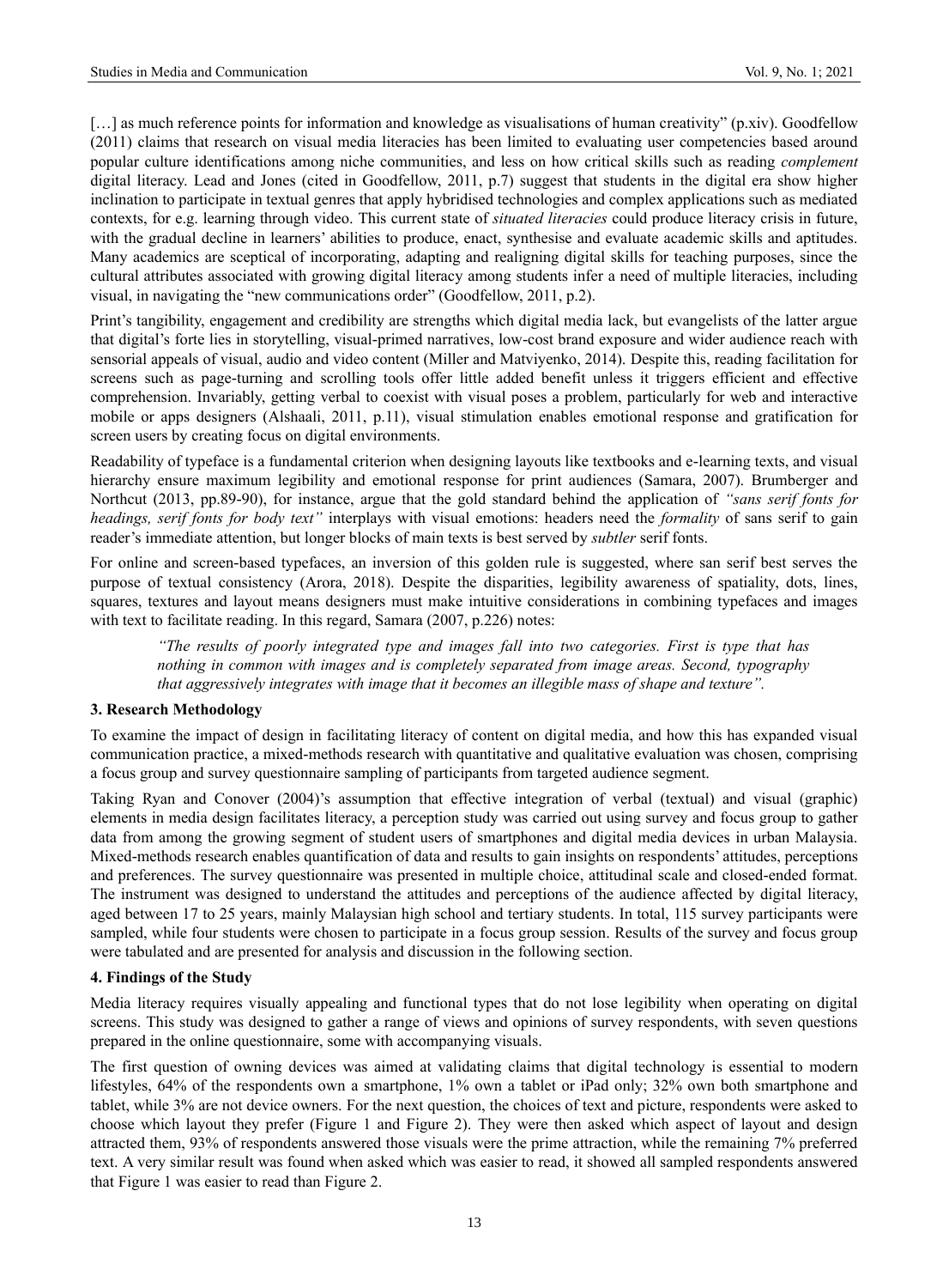[…] as much reference points for information and knowledge as visualisations of human creativity" (p.xiv). Goodfellow (2011) claims that research on visual media literacies has been limited to evaluating user competencies based around popular culture identifications among niche communities, and less on how critical skills such as reading *complement* digital literacy. Lead and Jones (cited in Goodfellow, 2011, p.7) suggest that students in the digital era show higher inclination to participate in textual genres that apply hybridised technologies and complex applications such as mediated contexts, for e.g. learning through video. This current state of *situated literacies* could produce literacy crisis in future, with the gradual decline in learners' abilities to produce, enact, synthesise and evaluate academic skills and aptitudes. Many academics are sceptical of incorporating, adapting and realigning digital skills for teaching purposes, since the cultural attributes associated with growing digital literacy among students infer a need of multiple literacies, including visual, in navigating the "new communications order" (Goodfellow, 2011, p.2).

Print's tangibility, engagement and credibility are strengths which digital media lack, but evangelists of the latter argue that digital's forte lies in storytelling, visual-primed narratives, low-cost brand exposure and wider audience reach with sensorial appeals of visual, audio and video content (Miller and Matviyenko, 2014). Despite this, reading facilitation for screens such as page-turning and scrolling tools offer little added benefit unless it triggers efficient and effective comprehension. Invariably, getting verbal to coexist with visual poses a problem, particularly for web and interactive mobile or apps designers (Alshaali, 2011, p.11), visual stimulation enables emotional response and gratification for screen users by creating focus on digital environments.

Readability of typeface is a fundamental criterion when designing layouts like textbooks and e-learning texts, and visual hierarchy ensure maximum legibility and emotional response for print audiences (Samara, 2007). Brumberger and Northcut (2013, pp.89-90), for instance, argue that the gold standard behind the application of *"sans serif fonts for headings, serif fonts for body text"* interplays with visual emotions: headers need the *formality* of sans serif to gain reader's immediate attention, but longer blocks of main texts is best served by *subtler* serif fonts.

For online and screen-based typefaces, an inversion of this golden rule is suggested, where san serif best serves the purpose of textual consistency (Arora, 2018). Despite the disparities, legibility awareness of spatiality, dots, lines, squares, textures and layout means designers must make intuitive considerations in combining typefaces and images with text to facilitate reading. In this regard, Samara (2007, p.226) notes:

> *"The results of poorly integrated type and images fall into two categories. First is type that has nothing in common with images and is completely separated from image areas. Second, typography that aggressively integrates with image that it becomes an illegible mass of shape and texture".*

## 3. Research Methodology

To examine the impact of design in facilitating literacy of content on digital media, and how this has expanded visual communication practice, a mixed-methods research with quantitative and qualitative evaluation was chosen, comprising a focus group and survey questionnaire sampling of participants from targeted audience segment.

Taking Ryan and Conover (2004)'s assumption that effective integration of verbal (textual) and visual (graphic) elements in media design facilitates literacy, a perception study was carried out using survey and focus group to gather data from among the growing segment of student users of smartphones and digital media devices in urban Malaysia. Mixed-methods research enables quantification of data and results to gain insights on respondents' attitudes, perceptions and preferences. The survey questionnaire was presented in multiple choice, attitudinal scale and closed-ended format. The instrument was designed to understand the attitudes and perceptions of the audience affected by digital literacy, aged between 17 to 25 years, mainly Malaysian high school and tertiary students. In total, 115 survey participants were sampled, while four students were chosen to participate in a focus group session. Results of the survey and focus group were tabulated and are presented for analysis and discussion in the following section.

## 4. Findings of the Study

Media literacy requires visually appealing and functional types that do not lose legibility when operating on digital screens. This study was designed to gather a range of views and opinions of survey respondents, with seven questions prepared in the online questionnaire, some with accompanying visuals.

The first question of owning devices was aimed at validating claims that digital technology is essential to modern lifestyles, 64% of the respondents own a smartphone, 1% own a tablet or iPad only; 32% own both smartphone and tablet, while 3% are not device owners. For the next question, the choices of text and picture, respondents were asked to choose which layout they prefer (Figure 1 and Figure 2). They were then asked which aspect of layout and design attracted them, 93% of respondents answered those visuals were the prime attraction, while the remaining 7% preferred text. A very similar result was found when asked which was easier to read, it showed all sampled respondents answered that Figure 1 was easier to read than Figure 2.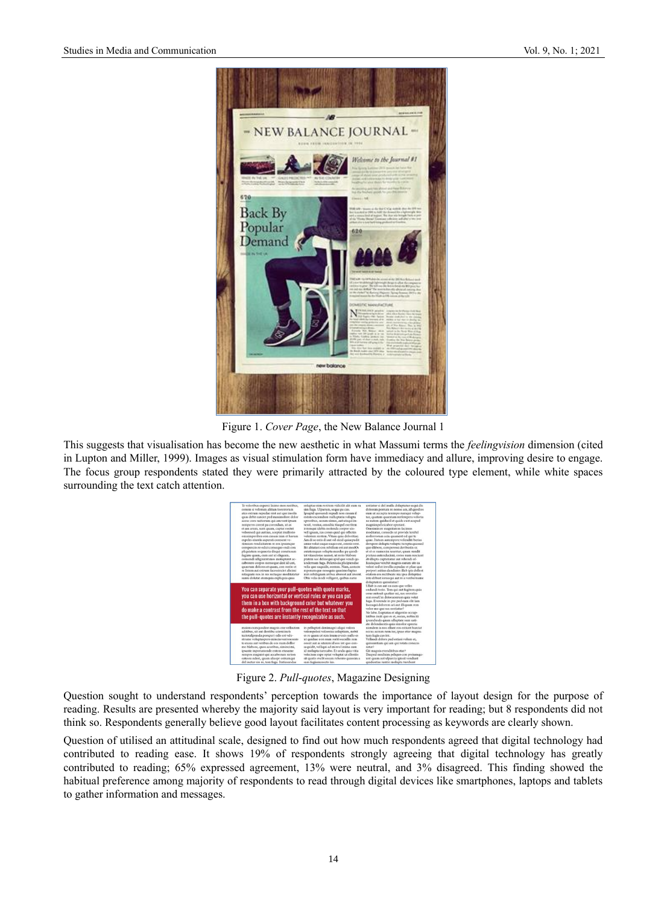Figure 1. *Cover Page*, the New Balance Journal 1

This suggests that visualisation has become the new aesthetic in what Massumi terms the *feelingvision* dimension (cited in Lupton and Miller, 1999). Images as visual stimulation form have immediacy and allure, improving desire to engage. The focus group respondents stated they were primarily attracted by the coloured type element, while white spaces surrounding the text catch attention.

Figure 2. *Pull-quotes*, Magazine Designing

Question sought to understand respondents' perception towards the importance of layout design for the purpose of reading. Results are presented whereby the majority said layout is very important for reading; but 8 respondents did not think so. Respondents generally believe good layout facilitates content processing as keywords are clearly shown.

Question of utilised an attitudinal scale, designed to find out how much respondents agreed that digital technology had contributed to reading ease. It shows 19% of respondents strongly agreeing that digital technology has greatly contributed to reading; 65% expressed agreement, 13% were neutral, and 3% disagreed. This finding showed the habitual preference among majority of respondents to read through digital devices like smartphones, laptops and tablets to gather information and messages.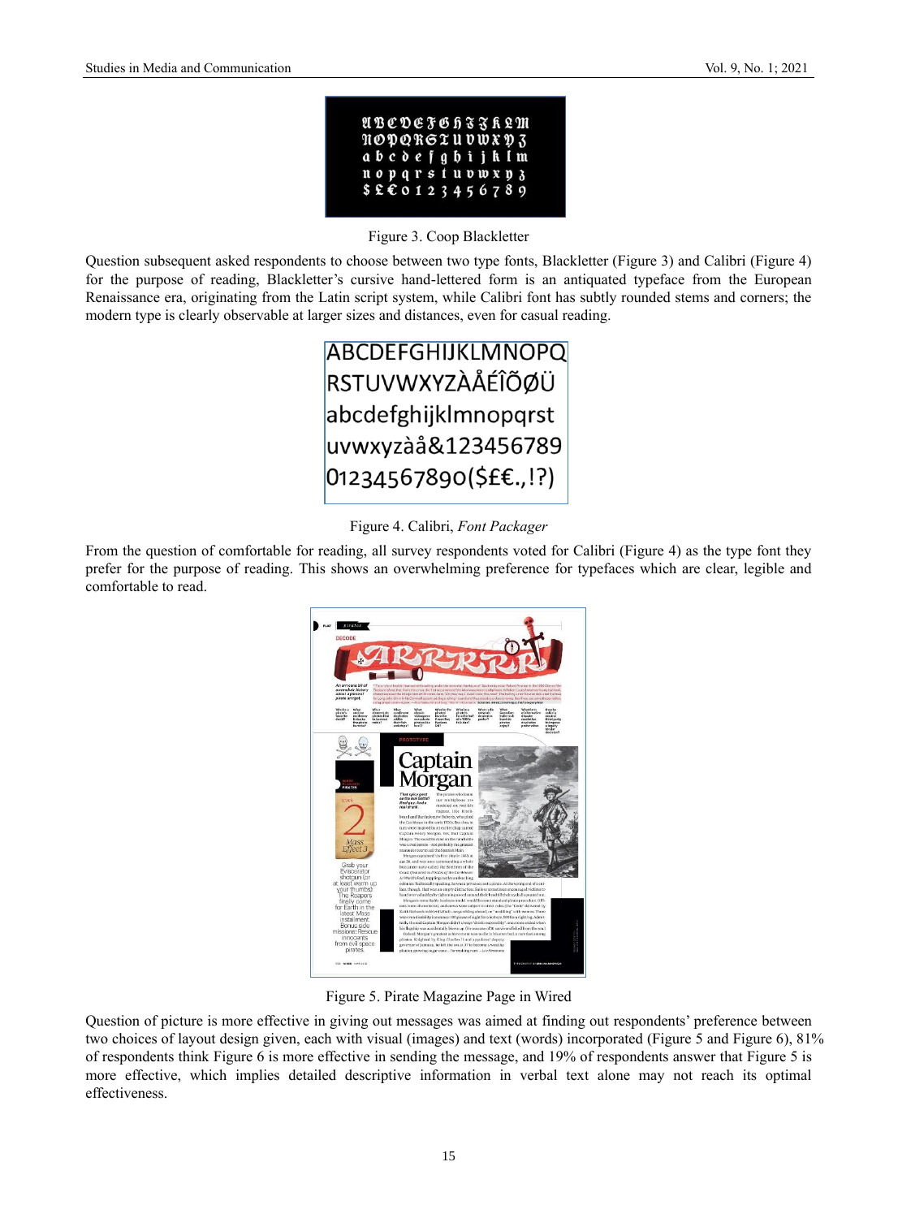Figure 3. Coop Blackletter

Question subsequent asked respondents to choose between two type fonts, Blackletter (Figure 3) and Calibri (Figure 4) for the purpose of reading, Blackletter's cursive hand-lettered form is an antiquated typeface from the European Renaissance era, originating from the Latin script system, while Calibri font has subtly rounded stems and corners; the modern type is clearly observable at larger sizes and distances, even for casual reading.

Figure 4. Calibri, *Font Packager*

From the question of comfortable for reading, all survey respondents voted for Calibri (Figure 4) as the type font they prefer for the purpose of reading. This shows an overwhelming preference for typefaces which are clear, legible and comfortable to read.

Figure 5. Pirate Magazine Page in Wired

Question of picture is more effective in giving out messages was aimed at finding out respondents' preference between two choices of layout design given, each with visual (images) and text (words) incorporated (Figure 5 and Figure 6), 81% of respondents think Figure 6 is more effective in sending the message, and 19% of respondents answer that Figure 5 is more effective, which implies detailed descriptive information in verbal text alone may not reach its optimal effectiveness.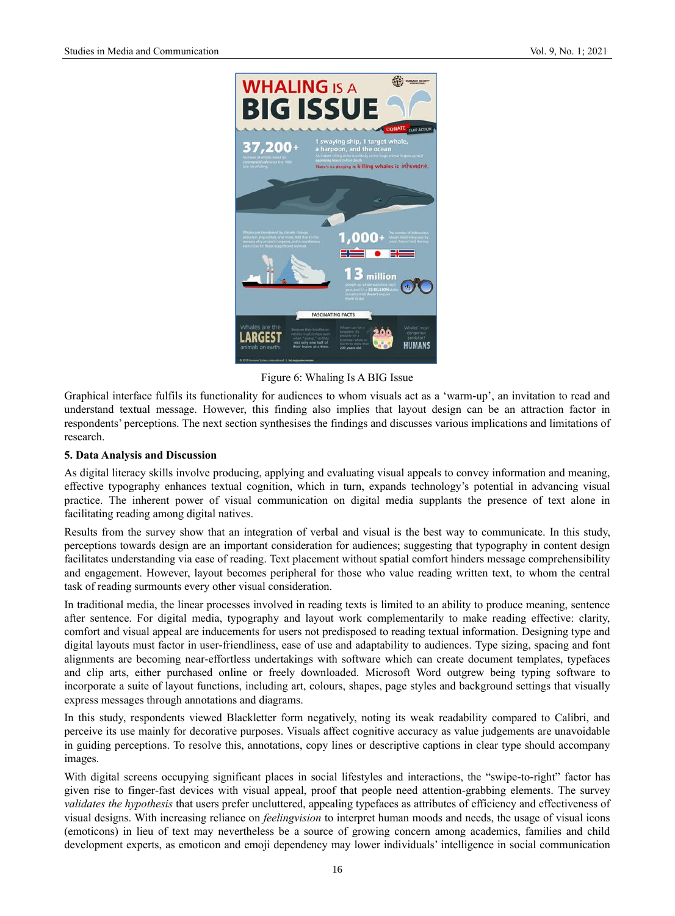Figure 6: Whaling Is A BIG Issue

Graphical interface fulfils its functionality for audiences to whom visuals act as a 'warm-up', an invitation to read and understand textual message. However, this finding also implies that layout design can be an attraction factor in respondents' perceptions. The next section synthesises the findings and discusses various implications and limitations of research.

**5. Data Analysis and Discussion**

As digital literacy skills involve producing, applying and evaluating visual appeals to convey information and meaning, effective typography enhances textual cognition, which in turn, expands technology's potential in advancing visual practice. The inherent power of visual communication on digital media supplants the presence of text alone in facilitating reading among digital natives.

Results from the survey show that an integration of verbal and visual is the best way to communicate. In this study, perceptions towards design are an important consideration for audiences; suggesting that typography in content design facilitates understanding via ease of reading. Text placement without spatial comfort hinders message comprehensibility and engagement. However, layout becomes peripheral for those who value reading written text, to whom the central task of reading surmounts every other visual consideration.

In traditional media, the linear processes involved in reading texts is limited to an ability to produce meaning, sentence after sentence. For digital media, typography and layout work complementarily to make reading effective: clarity, comfort and visual appeal are inducements for users not predisposed to reading textual information. Designing type and digital layouts must factor in user-friendliness, ease of use and adaptability to audiences. Type sizing, spacing and font alignments are becoming near-effortless undertakings with software which can create document templates, typefaces and clip arts, either purchased online or freely downloaded. Microsoft Word outgrew being typing software to incorporate a suite of layout functions, including art, colours, shapes, page styles and background settings that visually express messages through annotations and diagrams.

In this study, respondents viewed Blackletter form negatively, noting its weak readability compared to Calibri, and perceive its use mainly for decorative purposes. Visuals affect cognitive accuracy as value judgements are unavoidable in guiding perceptions. To resolve this, annotations, copy lines or descriptive captions in clear type should accompany images.

With digital screens occupying significant places in social lifestyles and interactions, the "swipe-to-right" factor has given rise to finger-fast devices with visual appeal, proof that people need attention-grabbing elements. The survey *validates the hypothesis* that users prefer uncluttered, appealing typefaces as attributes of efficiency and effectiveness of visual designs. With increasing reliance on *feelingvision* to interpret human moods and needs, the usage of visual icons (emoticons) in lieu of text may nevertheless be a source of growing concern among academics, families and child development experts, as emoticon and emoji dependency may lower individuals' intelligence in social communication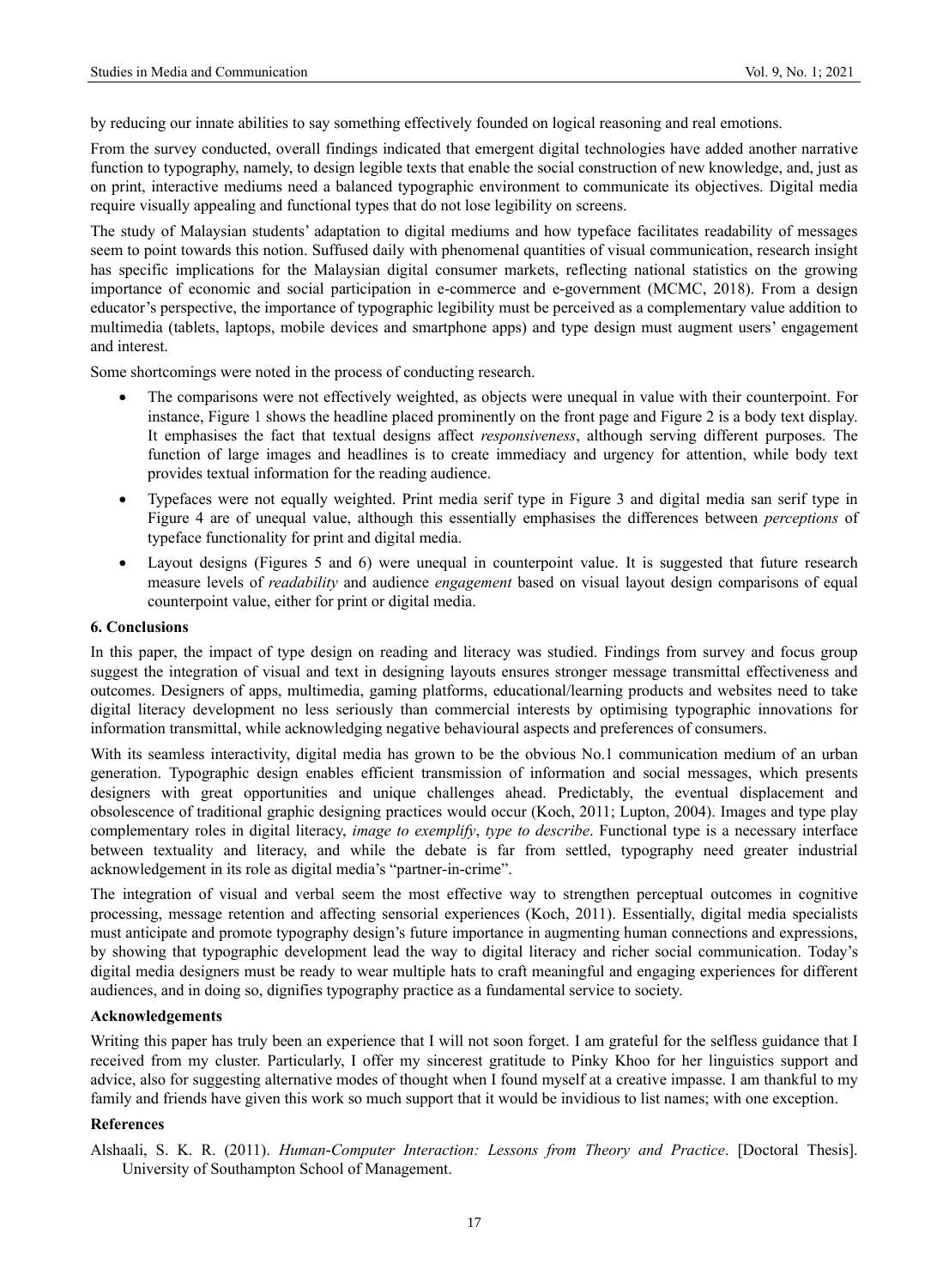by reducing our innate abilities to say something effectively founded on logical reasoning and real emotions.

From the survey conducted, overall findings indicated that emergent digital technologies have added another narrative function to typography, namely, to design legible texts that enable the social construction of new knowledge, and, just as on print, interactive mediums need a balanced typographic environment to communicate its objectives. Digital media require visually appealing and functional types that do not lose legibility on screens.

The study of Malaysian students' adaptation to digital mediums and how typeface facilitates readability of messages seem to point towards this notion. Suffused daily with phenomenal quantities of visual communication, research insight has specific implications for the Malaysian digital consumer markets, reflecting national statistics on the growing importance of economic and social participation in e-commerce and e-government (MCMC, 2018). From a design educator's perspective, the importance of typographic legibility must be perceived as a complementary value addition to multimedia (tablets, laptops, mobile devices and smartphone apps) and type design must augment users' engagement and interest.

Some shortcomings were noted in the process of conducting research.

- The comparisons were not effectively weighted, as objects were unequal in value with their counterpoint. For instance, Figure 1 shows the headline placed prominently on the front page and Figure 2 is a body text display. It emphasises the fact that textual designs affect *responsiveness*, although serving different purposes. The function of large images and headlines is to create immediacy and urgency for attention, while body text provides textual information for the reading audience.
- Typefaces were not equally weighted. Print media serif type in Figure 3 and digital media san serif type in Figure 4 are of unequal value, although this essentially emphasises the differences between *perceptions* of typeface functionality for print and digital media.
- Layout designs (Figures 5 and 6) were unequal in counterpoint value. It is suggested that future research measure levels of *readability* and audience *engagement* based on visual layout design comparisons of equal counterpoint value, either for print or digital media.

## 6. Conclusions

In this paper, the impact of type design on reading and literacy was studied. Findings from survey and focus group suggest the integration of visual and text in designing layouts ensures stronger message transmittal effectiveness and outcomes. Designers of apps, multimedia, gaming platforms, educational/learning products and websites need to take digital literacy development no less seriously than commercial interests by optimising typographic innovations for information transmittal, while acknowledging negative behavioural aspects and preferences of consumers.

With its seamless interactivity, digital media has grown to be the obvious No.1 communication medium of an urban generation. Typographic design enables efficient transmission of information and social messages, which presents designers with great opportunities and unique challenges ahead. Predictably, the eventual displacement and obsolescence of traditional graphic designing practices would occur (Koch, 2011; Lupton, 2004). Images and type play complementary roles in digital literacy, *image to exemplify*, *type to describe*. Functional type is a necessary interface between textuality and literacy, and while the debate is far from settled, typography need greater industrial acknowledgement in its role as digital media's "partner-in-crime".

The integration of visual and verbal seem the most effective way to strengthen perceptual outcomes in cognitive processing, message retention and affecting sensorial experiences (Koch, 2011). Essentially, digital media specialists must anticipate and promote typography design's future importance in augmenting human connections and expressions, by showing that typographic development lead the way to digital literacy and richer social communication. Today's digital media designers must be ready to wear multiple hats to craft meaningful and engaging experiences for different audiences, and in doing so, dignifies typography practice as a fundamental service to society.

## Acknowledgements

Writing this paper has truly been an experience that I will not soon forget. I am grateful for the selfless guidance that I received from my cluster. Particularly, I offer my sincerest gratitude to Pinky Khoo for her linguistics support and advice, also for suggesting alternative modes of thought when I found myself at a creative impasse. I am thankful to my family and friends have given this work so much support that it would be invidious to list names; with one exception.

## References

Alshaali, S. K. R. (2011). *Human-Computer Interaction: Lessons from Theory and Practice*. [Doctoral Thesis]. University of Southampton School of Management.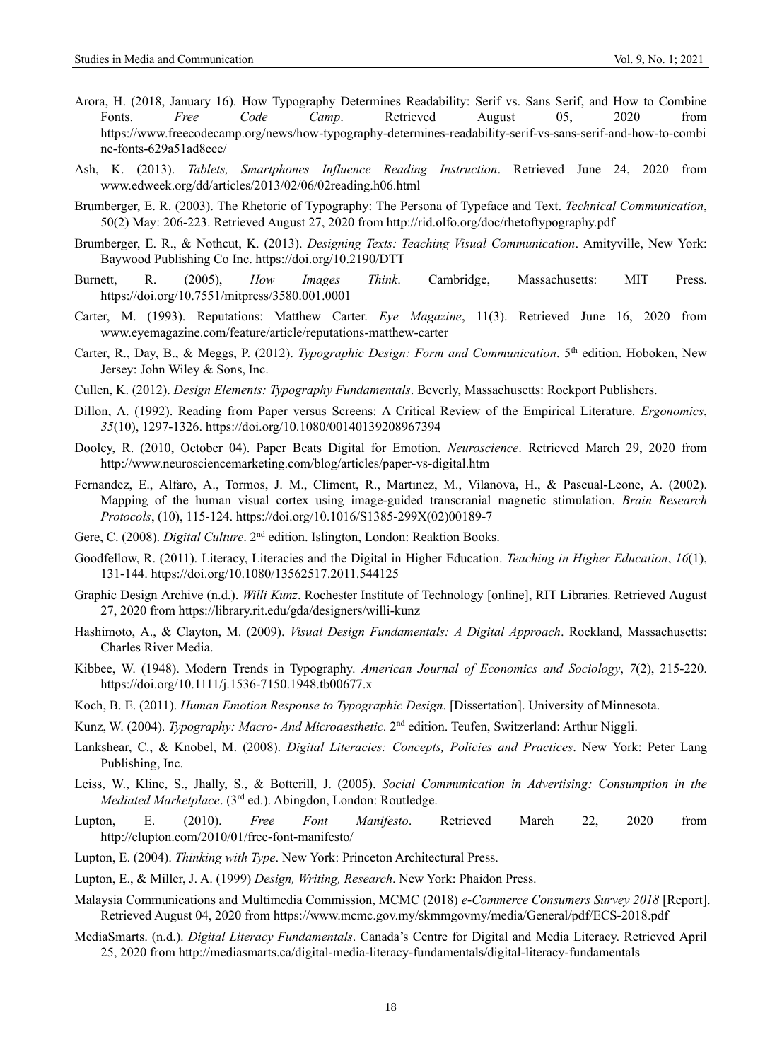Arora, H. (2018, January 16). How Typography Determines Readability: Serif vs. Sans Serif, and How to Combine Fonts. *Free Code Camp*. Retrieved August 05, 2020 from https://www.freecodecamp.org/news/how-typography-determines-readability-serif-vs-sans-serif-and-how-to-combine-fonts-629a51ad8cce/

Ash, K. (2013). *Tablets, Smartphones Influence Reading Instruction*. Retrieved June 24, 2020 from www.edweek.org/dd/articles/2013/02/06/02reading.h06.html

Brumberger, E. R. (2003). The Rhetoric of Typography: The Persona of Typeface and Text. *Technical Communication*, 50(2) May: 206-223. Retrieved August 27, 2020 from http://rid.olfo.org/doc/rhetoftypography.pdf

Brumberger, E. R., & Nothcut, K. (2013). *Designing Texts: Teaching Visual Communication*. Amityville, New York: Baywood Publishing Co Inc. https://doi.org/10.2190/DTT

Burnett, R. (2005), *How Images Think*. Cambridge, Massachusetts: MIT Press. https://doi.org/10.7551/mitpress/3580.001.0001

Carter, M. (1993). Reputations: Matthew Carter. *Eye Magazine*, 11(3). Retrieved June 16, 2020 from www.eyemagazine.com/feature/article/reputations-matthew-carter

Carter, R., Day, B., & Meggs, P. (2012). *Typographic Design: Form and Communication*. 5th edition. Hoboken, New Jersey: John Wiley & Sons, Inc.

Cullen, K. (2012). *Design Elements: Typography Fundamentals*. Beverly, Massachusetts: Rockport Publishers.

Dillon, A. (1992). Reading from Paper versus Screens: A Critical Review of the Empirical Literature. *Ergonomics*, *35*(10), 1297-1326. https://doi.org/10.1080/00140139208967394

Dooley, R. (2010, October 04). Paper Beats Digital for Emotion. *Neuroscience*. Retrieved March 29, 2020 from http://www.neurosciencemarketing.com/blog/articles/paper-vs-digital.htm

Fernandez, E., Alfaro, A., Tormos, J. M., Climent, R., Martınez, M., Vilanova, H., & Pascual-Leone, A. (2002). Mapping of the human visual cortex using image-guided transcranial magnetic stimulation. *Brain Research Protocols*, (10), 115-124. https://doi.org/10.1016/S1385-299X(02)00189-7

Gere, C. (2008). *Digital Culture*. 2nd edition. Islington, London: Reaktion Books.

Goodfellow, R. (2011). Literacy, Literacies and the Digital in Higher Education. *Teaching in Higher Education*, *16*(1), 131-144. https://doi.org/10.1080/13562517.2011.544125

Graphic Design Archive (n.d.). *Willi Kunz*. Rochester Institute of Technology [online], RIT Libraries. Retrieved August 27, 2020 from https://library.rit.edu/gda/designers/willi-kunz

Hashimoto, A., & Clayton, M. (2009). *Visual Design Fundamentals: A Digital Approach*. Rockland, Massachusetts: Charles River Media.

Kibbee, W. (1948). Modern Trends in Typography. *American Journal of Economics and Sociology*, *7*(2), 215-220. https://doi.org/10.1111/j.1536-7150.1948.tb00677.x

Koch, B. E. (2011). *Human Emotion Response to Typographic Design*. [Dissertation]. University of Minnesota.

Kunz, W. (2004). *Typography: Macro- And Microaesthetic*. 2nd edition. Teufen, Switzerland: Arthur Niggli.

Lankshear, C., & Knobel, M. (2008). *Digital Literacies: Concepts, Policies and Practices*. New York: Peter Lang Publishing, Inc.

Leiss, W., Kline, S., Jhally, S., & Botterill, J. (2005). *Social Communication in Advertising: Consumption in the Mediated Marketplace*. (3rd ed.). Abingdon, London: Routledge.

Lupton, E. (2010). *Free Font Manifesto*. Retrieved March 22, 2020 from http://elupton.com/2010/01/free-font-manifesto/

Lupton, E. (2004). *Thinking with Type*. New York: Princeton Architectural Press.

Lupton, E., & Miller, J. A. (1999) *Design, Writing, Research*. New York: Phaidon Press.

Malaysia Communications and Multimedia Commission, MCMC (2018) *e-Commerce Consumers Survey 2018* [Report]. Retrieved August 04, 2020 from https://www.mcmc.gov.my/skmmgovmy/media/General/pdf/ECS-2018.pdf

MediaSmarts. (n.d.). *Digital Literacy Fundamentals*. Canada's Centre for Digital and Media Literacy. Retrieved April 25, 2020 from http://mediasmarts.ca/digital-media-literacy-fundamentals/digital-literacy-fundamentals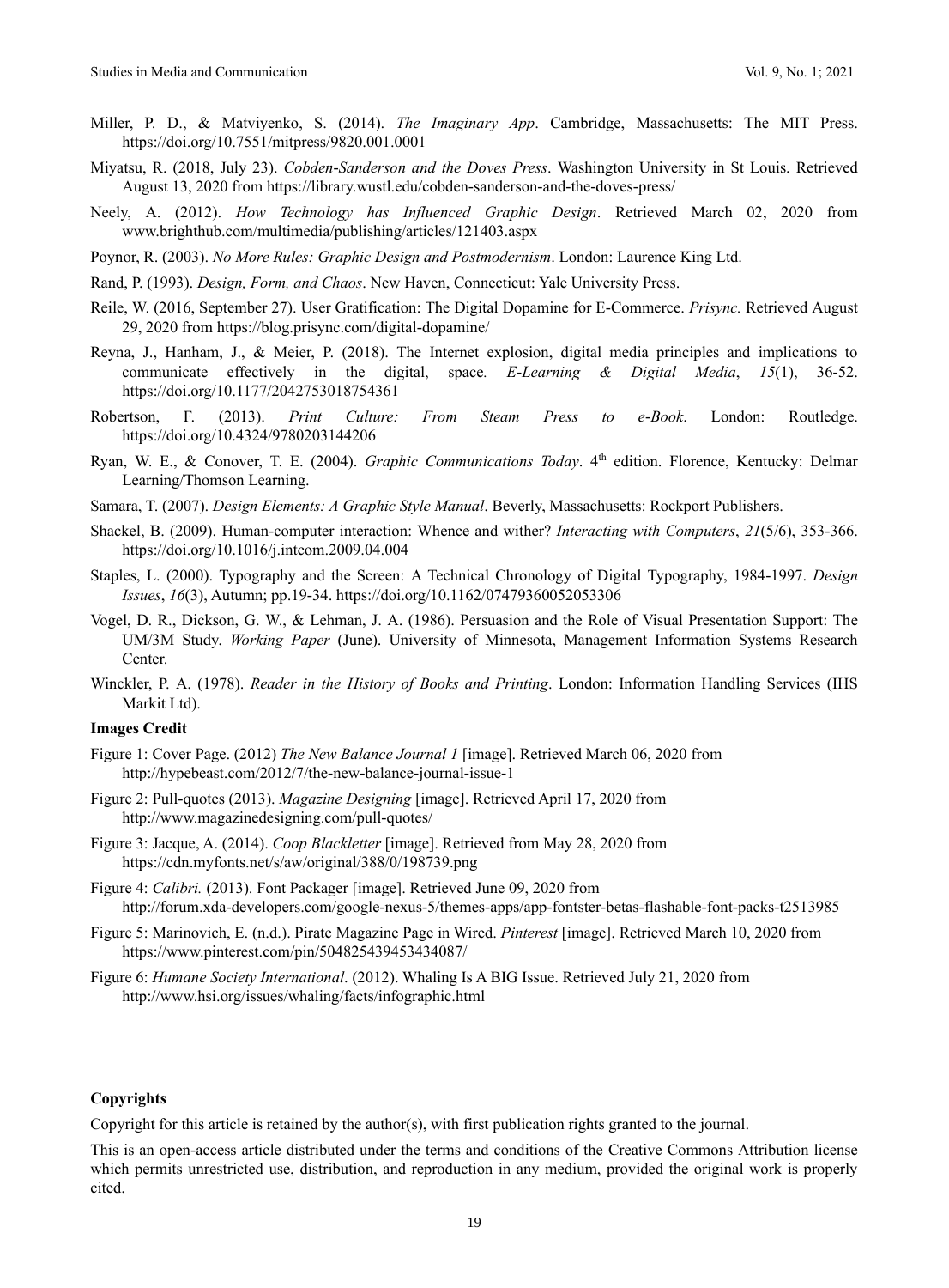Miller, P. D., & Matviyenko, S. (2014). *The Imaginary App*. Cambridge, Massachusetts: The MIT Press. https://doi.org/10.7551/mitpress/9820.001.0001

Miyatsu, R. (2018, July 23). *Cobden-Sanderson and the Doves Press*. Washington University in St Louis. Retrieved August 13, 2020 from https://library.wustl.edu/cobden-sanderson-and-the-doves-press/

Neely, A. (2012). *How Technology has Influenced Graphic Design*. Retrieved March 02, 2020 from www.brighthub.com/multimedia/publishing/articles/121403.aspx

Poynor, R. (2003). *No More Rules: Graphic Design and Postmodernism*. London: Laurence King Ltd.

Rand, P. (1993). *Design, Form, and Chaos*. New Haven, Connecticut: Yale University Press.

Reile, W. (2016, September 27). User Gratification: The Digital Dopamine for E-Commerce. *Prisync.* Retrieved August 29, 2020 from https://blog.prisync.com/digital-dopamine/

Reyna, J., Hanham, J., & Meier, P. (2018). The Internet explosion, digital media principles and implications to communicate effectively in the digital, space. *E-Learning & Digital Media*, *15*(1), 36-52. https://doi.org/10.1177/2042753018754361

Robertson, F. (2013). *Print Culture: From Steam Press to e-Book*. London: Routledge. https://doi.org/10.4324/9780203144206

Ryan, W. E., & Conover, T. E. (2004). *Graphic Communications Today*. 4th edition. Florence, Kentucky: Delmar Learning/Thomson Learning.

Samara, T. (2007). *Design Elements: A Graphic Style Manual*. Beverly, Massachusetts: Rockport Publishers.

Shackel, B. (2009). Human-computer interaction: Whence and wither? *Interacting with Computers*, *21*(5/6), 353-366. https://doi.org/10.1016/j.intcom.2009.04.004

Staples, L. (2000). Typography and the Screen: A Technical Chronology of Digital Typography, 1984-1997. *Design Issues*, *16*(3), Autumn; pp.19-34. https://doi.org/10.1162/07479360052053306

Vogel, D. R., Dickson, G. W., & Lehman, J. A. (1986). Persuasion and the Role of Visual Presentation Support: The UM/3M Study. *Working Paper* (June). University of Minnesota, Management Information Systems Research Center.

Winckler, P. A. (1978). *Reader in the History of Books and Printing*. London: Information Handling Services (IHS Markit Ltd).

**Images Credit**

Figure 1: Cover Page. (2012) *The New Balance Journal 1* [image]. Retrieved March 06, 2020 from http://hypebeast.com/2012/7/the-new-balance-journal-issue-1

Figure 2: Pull-quotes (2013). *Magazine Designing* [image]. Retrieved April 17, 2020 from http://www.magazinedesigning.com/pull-quotes/

Figure 3: Jacque, A. (2014). *Coop Blackletter* [image]. Retrieved from May 28, 2020 from https://cdn.myfonts.net/s/aw/original/388/0/198739.png

Figure 4: *Calibri.* (2013). Font Packager [image]. Retrieved June 09, 2020 from http://forum.xda-developers.com/google-nexus-5/themes-apps/app-fontster-betas-flashable-font-packs-t2513985

Figure 5: Marinovich, E. (n.d.). Pirate Magazine Page in Wired. *Pinterest* [image]. Retrieved March 10, 2020 from https://www.pinterest.com/pin/504825439453434087/

Figure 6: *Humane Society International*. (2012). Whaling Is A BIG Issue. Retrieved July 21, 2020 from http://www.hsi.org/issues/whaling/facts/infographic.html

**Copyrights**

Copyright for this article is retained by the author(s), with first publication rights granted to the journal.

This is an open-access article distributed under the terms and conditions of the Creative Commons Attribution license which permits unrestricted use, distribution, and reproduction in any medium, provided the original work is properly cited.